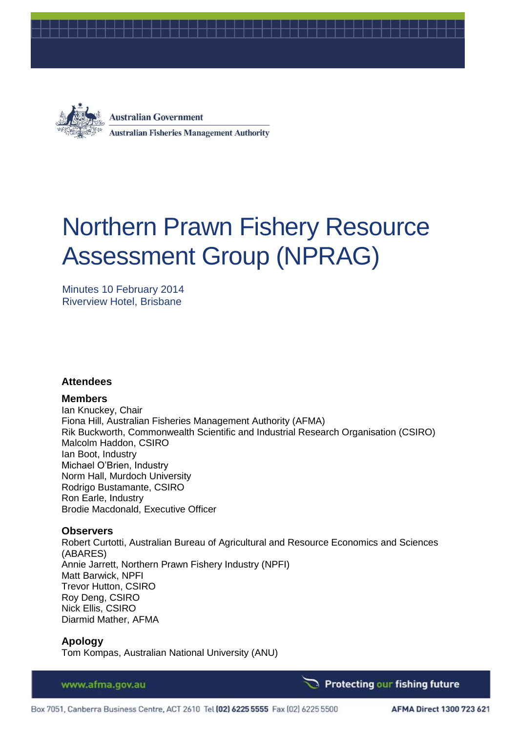Australian Government

Australian Fisheries Management Authority

# Northern Prawn Fishery Resource Assessment Group (NPRAG)

Minutes 10 February 2014
Riverview Hotel, Brisbane

## Attendees

### Members

Ian Knuckey, Chair
Fiona Hill, Australian Fisheries Management Authority (AFMA)
Rik Buckworth, Commonwealth Scientific and Industrial Research Organisation (CSIRO)
Malcolm Haddon, CSIRO
Ian Boot, Industry
Michael O'Brien, Industry
Norm Hall, Murdoch University
Rodrigo Bustamante, CSIRO
Ron Earle, Industry
Brodie Macdonald, Executive Officer

### Observers

Robert Curtotti, Australian Bureau of Agricultural and Resource Economics and Sciences (ABARES)
Annie Jarrett, Northern Prawn Fishery Industry (NPFI)
Matt Barwick, NPFI
Trevor Hutton, CSIRO
Roy Deng, CSIRO
Nick Ellis, CSIRO
Diarmid Mather, AFMA

### Apology

Tom Kompas, Australian National University (ANU)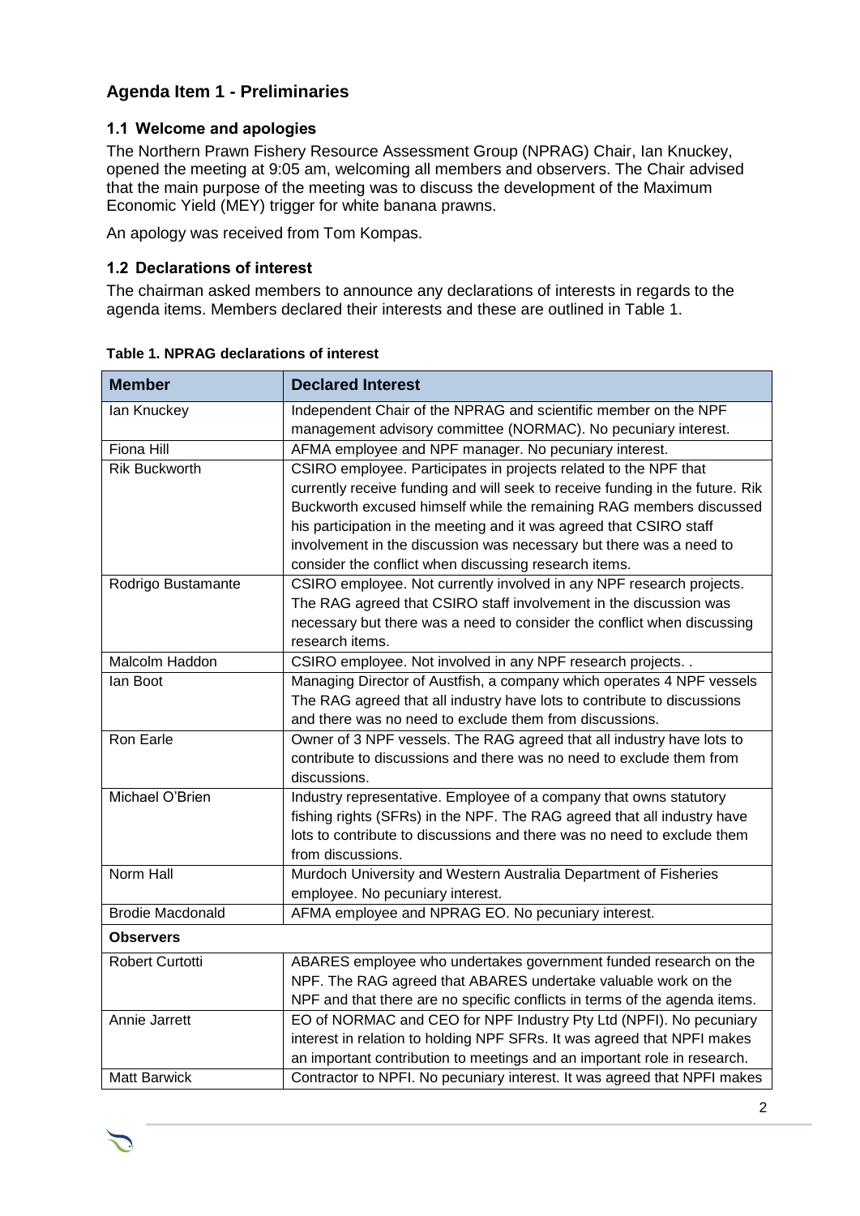## Agenda Item 1 - Preliminaries

### 1.1 Welcome and apologies

The Northern Prawn Fishery Resource Assessment Group (NPRAG) Chair, Ian Knuckey, opened the meeting at 9:05 am, welcoming all members and observers. The Chair advised that the main purpose of the meeting was to discuss the development of the Maximum Economic Yield (MEY) trigger for white banana prawns.

An apology was received from Tom Kompas.

### 1.2 Declarations of interest

The chairman asked members to announce any declarations of interests in regards to the agenda items. Members declared their interests and these are outlined in Table 1.

**Table 1. NPRAG declarations of interest**

| Member | Declared Interest |
|---|---|
| Ian Knuckey | Independent Chair of the NPRAG and scientific member on the NPF management advisory committee (NORMAC). No pecuniary interest. |
| Fiona Hill | AFMA employee and NPF manager. No pecuniary interest. |
| Rik Buckworth | CSIRO employee. Participates in projects related to the NPF that currently receive funding and will seek to receive funding in the future. Rik Buckworth excused himself while the remaining RAG members discussed his participation in the meeting and it was agreed that CSIRO staff involvement in the discussion was necessary but there was a need to consider the conflict when discussing research items. |
| Rodrigo Bustamante | CSIRO employee. Not currently involved in any NPF research projects. The RAG agreed that CSIRO staff involvement in the discussion was necessary but there was a need to consider the conflict when discussing research items. |
| Malcolm Haddon | CSIRO employee. Not involved in any NPF research projects. . |
| Ian Boot | Managing Director of Austfish, a company which operates 4 NPF vessels The RAG agreed that all industry have lots to contribute to discussions and there was no need to exclude them from discussions. |
| Ron Earle | Owner of 3 NPF vessels. The RAG agreed that all industry have lots to contribute to discussions and there was no need to exclude them from discussions. |
| Michael O'Brien | Industry representative. Employee of a company that owns statutory fishing rights (SFRs) in the NPF. The RAG agreed that all industry have lots to contribute to discussions and there was no need to exclude them from discussions. |
| Norm Hall | Murdoch University and Western Australia Department of Fisheries employee. No pecuniary interest. |
| Brodie Macdonald | AFMA employee and NPRAG EO. No pecuniary interest. |
| **Observers** | |
| Robert Curtotti | ABARES employee who undertakes government funded research on the NPF. The RAG agreed that ABARES undertake valuable work on the NPF and that there are no specific conflicts in terms of the agenda items. |
| Annie Jarrett | EO of NORMAC and CEO for NPF Industry Pty Ltd (NPFI). No pecuniary interest in relation to holding NPF SFRs. It was agreed that NPFI makes an important contribution to meetings and an important role in research. |
| Matt Barwick | Contractor to NPFI. No pecuniary interest. It was agreed that NPFI makes |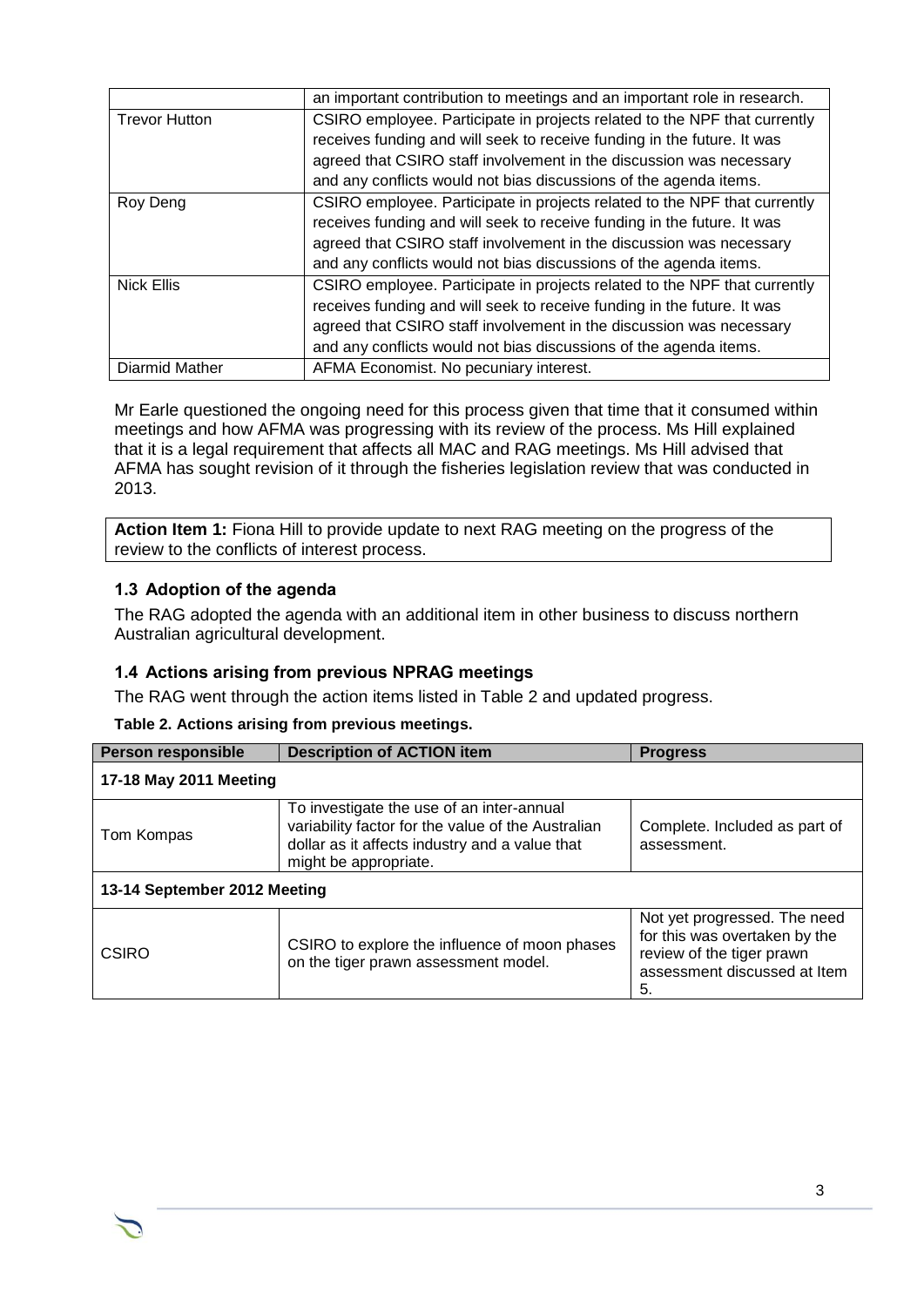| | |
|---|---|
| | an important contribution to meetings and an important role in research. |
| Trevor Hutton | CSIRO employee. Participate in projects related to the NPF that currently receives funding and will seek to receive funding in the future. It was agreed that CSIRO staff involvement in the discussion was necessary and any conflicts would not bias discussions of the agenda items. |
| Roy Deng | CSIRO employee. Participate in projects related to the NPF that currently receives funding and will seek to receive funding in the future. It was agreed that CSIRO staff involvement in the discussion was necessary and any conflicts would not bias discussions of the agenda items. |
| Nick Ellis | CSIRO employee. Participate in projects related to the NPF that currently receives funding and will seek to receive funding in the future. It was agreed that CSIRO staff involvement in the discussion was necessary and any conflicts would not bias discussions of the agenda items. |
| Diarmid Mather | AFMA Economist. No pecuniary interest. |

Mr Earle questioned the ongoing need for this process given that time that it consumed within meetings and how AFMA was progressing with its review of the process. Ms Hill explained that it is a legal requirement that affects all MAC and RAG meetings. Ms Hill advised that AFMA has sought revision of it through the fisheries legislation review that was conducted in 2013.

**Action Item 1:** Fiona Hill to provide update to next RAG meeting on the progress of the review to the conflicts of interest process.

### 1.3 Adoption of the agenda

The RAG adopted the agenda with an additional item in other business to discuss northern Australian agricultural development.

### 1.4 Actions arising from previous NPRAG meetings

The RAG went through the action items listed in Table 2 and updated progress.

**Table 2. Actions arising from previous meetings.**

| Person responsible | Description of ACTION item | Progress |
|---|---|---|
| **17-18 May 2011 Meeting** | | |
| Tom Kompas | To investigate the use of an inter-annual variability factor for the value of the Australian dollar as it affects industry and a value that might be appropriate. | Complete. Included as part of assessment. |
| **13-14 September 2012 Meeting** | | |
| CSIRO | CSIRO to explore the influence of moon phases on the tiger prawn assessment model. | Not yet progressed. The need for this was overtaken by the review of the tiger prawn assessment discussed at Item 5. |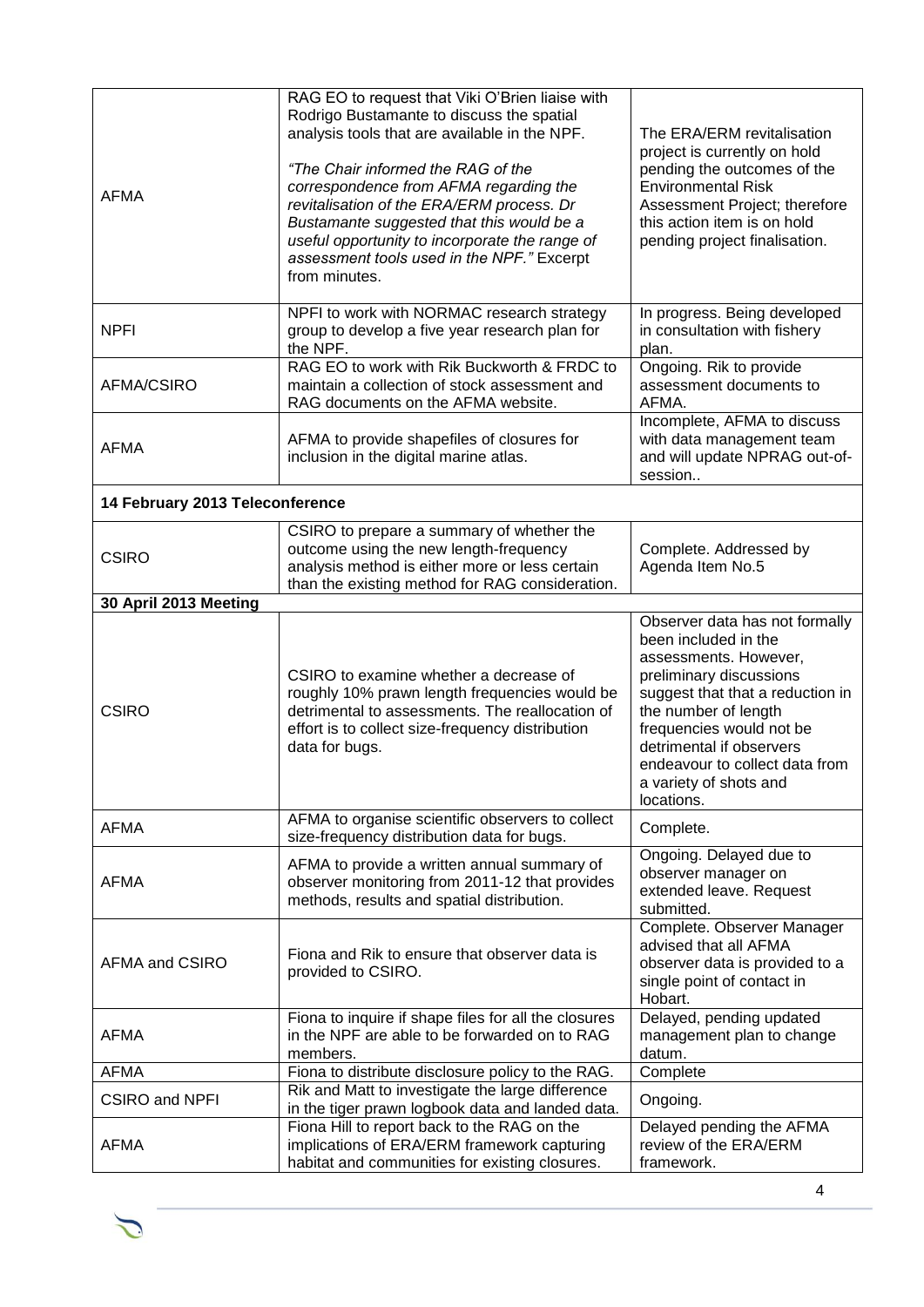| | | |
|---|---|---|
| AFMA | RAG EO to request that Viki O'Brien liaise with Rodrigo Bustamante to discuss the spatial analysis tools that are available in the NPF.<br><br>*"The Chair informed the RAG of the correspondence from AFMA regarding the revitalisation of the ERA/ERM process. Dr Bustamante suggested that this would be a useful opportunity to incorporate the range of assessment tools used in the NPF."* Excerpt from minutes. | The ERA/ERM revitalisation project is currently on hold pending the outcomes of the Environmental Risk Assessment Project; therefore this action item is on hold pending project finalisation. |
| NPFI | NPFI to work with NORMAC research strategy group to develop a five year research plan for the NPF. | In progress. Being developed in consultation with fishery plan. |
| AFMA/CSIRO | RAG EO to work with Rik Buckworth & FRDC to maintain a collection of stock assessment and RAG documents on the AFMA website. | Ongoing. Rik to provide assessment documents to AFMA. |
| AFMA | AFMA to provide shapefiles of closures for inclusion in the digital marine atlas. | Incomplete, AFMA to discuss with data management team and will update NPRAG out-of-session.. |
| **14 February 2013 Teleconference** | | |
| CSIRO | CSIRO to prepare a summary of whether the outcome using the new length-frequency analysis method is either more or less certain than the existing method for RAG consideration. | Complete. Addressed by Agenda Item No.5 |
| **30 April 2013 Meeting** | | |
| CSIRO | CSIRO to examine whether a decrease of roughly 10% prawn length frequencies would be detrimental to assessments. The reallocation of effort is to collect size-frequency distribution data for bugs. | Observer data has not formally been included in the assessments. However, preliminary discussions suggest that that a reduction in the number of length frequencies would not be detrimental if observers endeavour to collect data from a variety of shots and locations. |
| AFMA | AFMA to organise scientific observers to collect size-frequency distribution data for bugs. | Complete. |
| AFMA | AFMA to provide a written annual summary of observer monitoring from 2011-12 that provides methods, results and spatial distribution. | Ongoing. Delayed due to observer manager on extended leave. Request submitted. |
| AFMA and CSIRO | Fiona and Rik to ensure that observer data is provided to CSIRO. | Complete. Observer Manager advised that all AFMA observer data is provided to a single point of contact in Hobart. |
| AFMA | Fiona to inquire if shape files for all the closures in the NPF are able to be forwarded on to RAG members. | Delayed, pending updated management plan to change datum. |
| AFMA | Fiona to distribute disclosure policy to the RAG. | Complete |
| CSIRO and NPFI | Rik and Matt to investigate the large difference in the tiger prawn logbook data and landed data. | Ongoing. |
| AFMA | Fiona Hill to report back to the RAG on the implications of ERA/ERM framework capturing habitat and communities for existing closures. | Delayed pending the AFMA review of the ERA/ERM framework. |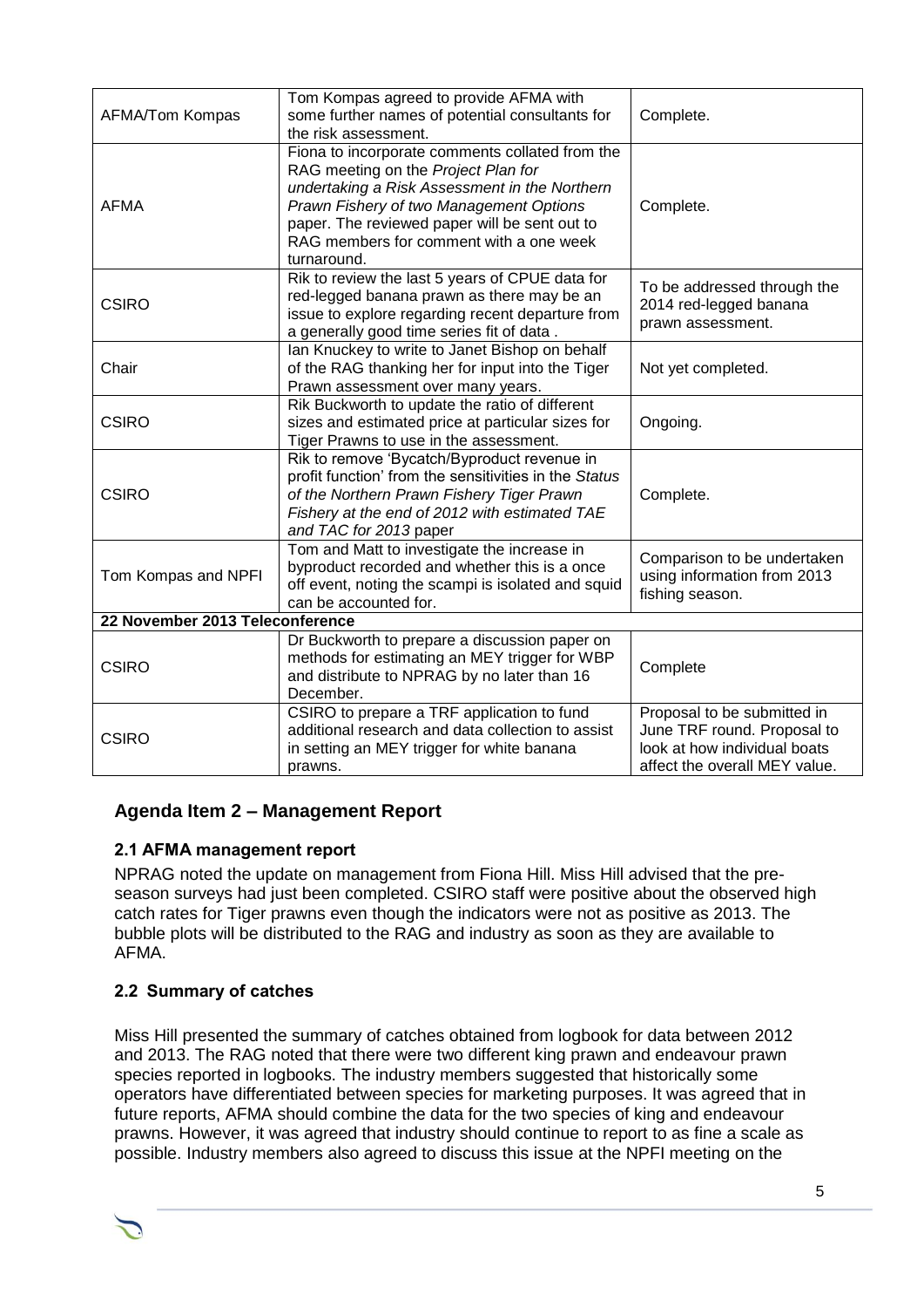| | | |
|---|---|---|
| AFMA/Tom Kompas | Tom Kompas agreed to provide AFMA with some further names of potential consultants for the risk assessment. | Complete. |
| AFMA | Fiona to incorporate comments collated from the RAG meeting on the *Project Plan for undertaking a Risk Assessment in the Northern Prawn Fishery of two Management Options* paper. The reviewed paper will be sent out to RAG members for comment with a one week turnaround. | Complete. |
| CSIRO | Rik to review the last 5 years of CPUE data for red-legged banana prawn as there may be an issue to explore regarding recent departure from a generally good time series fit of data . | To be addressed through the 2014 red-legged banana prawn assessment. |
| Chair | Ian Knuckey to write to Janet Bishop on behalf of the RAG thanking her for input into the Tiger Prawn assessment over many years. | Not yet completed. |
| CSIRO | Rik Buckworth to update the ratio of different sizes and estimated price at particular sizes for Tiger Prawns to use in the assessment. | Ongoing. |
| CSIRO | Rik to remove 'Bycatch/Byproduct revenue in profit function' from the sensitivities in the *Status of the Northern Prawn Fishery Tiger Prawn Fishery at the end of 2012 with estimated TAE and TAC for 2013* paper | Complete. |
| Tom Kompas and NPFI | Tom and Matt to investigate the increase in byproduct recorded and whether this is a once off event, noting the scampi is isolated and squid can be accounted for. | Comparison to be undertaken using information from 2013 fishing season. |
| **22 November 2013 Teleconference** | | |
| CSIRO | Dr Buckworth to prepare a discussion paper on methods for estimating an MEY trigger for WBP and distribute to NPRAG by no later than 16 December. | Complete |
| CSIRO | CSIRO to prepare a TRF application to fund additional research and data collection to assist in setting an MEY trigger for white banana prawns. | Proposal to be submitted in June TRF round. Proposal to look at how individual boats affect the overall MEY value. |

## Agenda Item 2 – Management Report

### 2.1 AFMA management report

NPRAG noted the update on management from Fiona Hill. Miss Hill advised that the pre-season surveys had just been completed. CSIRO staff were positive about the observed high catch rates for Tiger prawns even though the indicators were not as positive as 2013. The bubble plots will be distributed to the RAG and industry as soon as they are available to AFMA.

### 2.2 Summary of catches

Miss Hill presented the summary of catches obtained from logbook for data between 2012 and 2013. The RAG noted that there were two different king prawn and endeavour prawn species reported in logbooks. The industry members suggested that historically some operators have differentiated between species for marketing purposes. It was agreed that in future reports, AFMA should combine the data for the two species of king and endeavour prawns. However, it was agreed that industry should continue to report to as fine a scale as possible. Industry members also agreed to discuss this issue at the NPFI meeting on the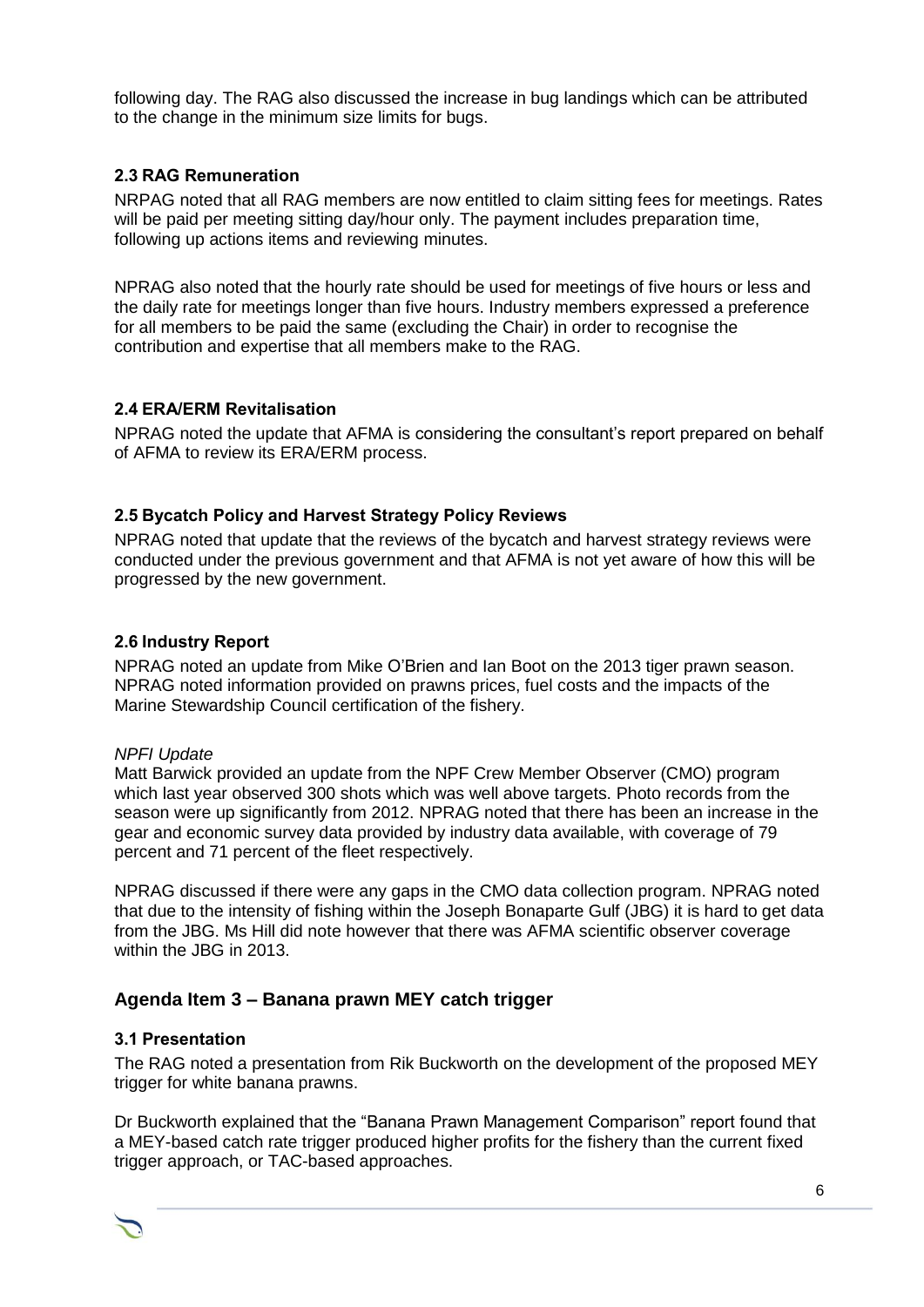following day. The RAG also discussed the increase in bug landings which can be attributed to the change in the minimum size limits for bugs.

### 2.3 RAG Remuneration

NRPAG noted that all RAG members are now entitled to claim sitting fees for meetings. Rates will be paid per meeting sitting day/hour only. The payment includes preparation time, following up actions items and reviewing minutes.

NPRAG also noted that the hourly rate should be used for meetings of five hours or less and the daily rate for meetings longer than five hours. Industry members expressed a preference for all members to be paid the same (excluding the Chair) in order to recognise the contribution and expertise that all members make to the RAG.

### 2.4 ERA/ERM Revitalisation

NPRAG noted the update that AFMA is considering the consultant's report prepared on behalf of AFMA to review its ERA/ERM process.

### 2.5 Bycatch Policy and Harvest Strategy Policy Reviews

NPRAG noted that update that the reviews of the bycatch and harvest strategy reviews were conducted under the previous government and that AFMA is not yet aware of how this will be progressed by the new government.

### 2.6 Industry Report

NPRAG noted an update from Mike O'Brien and Ian Boot on the 2013 tiger prawn season. NPRAG noted information provided on prawns prices, fuel costs and the impacts of the Marine Stewardship Council certification of the fishery.

*NPFI Update*

Matt Barwick provided an update from the NPF Crew Member Observer (CMO) program which last year observed 300 shots which was well above targets. Photo records from the season were up significantly from 2012. NPRAG noted that there has been an increase in the gear and economic survey data provided by industry data available, with coverage of 79 percent and 71 percent of the fleet respectively.

NPRAG discussed if there were any gaps in the CMO data collection program. NPRAG noted that due to the intensity of fishing within the Joseph Bonaparte Gulf (JBG) it is hard to get data from the JBG. Ms Hill did note however that there was AFMA scientific observer coverage within the JBG in 2013.

## Agenda Item 3 – Banana prawn MEY catch trigger

### 3.1 Presentation

The RAG noted a presentation from Rik Buckworth on the development of the proposed MEY trigger for white banana prawns.

Dr Buckworth explained that the "Banana Prawn Management Comparison" report found that a MEY-based catch rate trigger produced higher profits for the fishery than the current fixed trigger approach, or TAC-based approaches.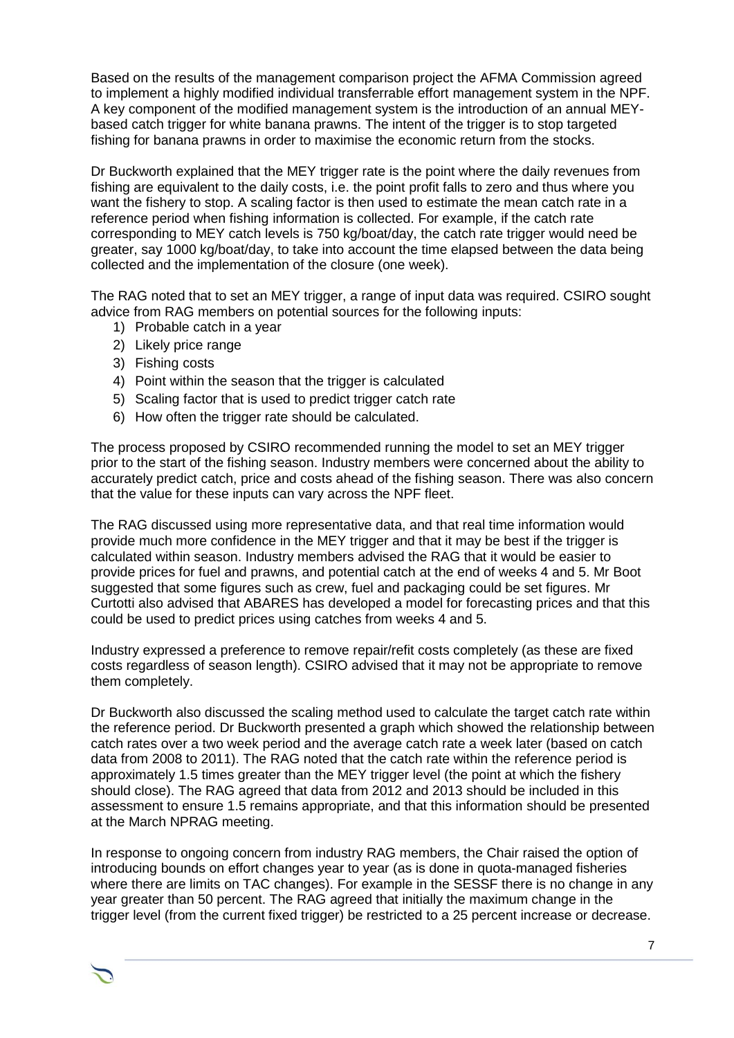Based on the results of the management comparison project the AFMA Commission agreed to implement a highly modified individual transferrable effort management system in the NPF. A key component of the modified management system is the introduction of an annual MEY-based catch trigger for white banana prawns. The intent of the trigger is to stop targeted fishing for banana prawns in order to maximise the economic return from the stocks.

Dr Buckworth explained that the MEY trigger rate is the point where the daily revenues from fishing are equivalent to the daily costs, i.e. the point profit falls to zero and thus where you want the fishery to stop. A scaling factor is then used to estimate the mean catch rate in a reference period when fishing information is collected. For example, if the catch rate corresponding to MEY catch levels is 750 kg/boat/day, the catch rate trigger would need be greater, say 1000 kg/boat/day, to take into account the time elapsed between the data being collected and the implementation of the closure (one week).

The RAG noted that to set an MEY trigger, a range of input data was required. CSIRO sought advice from RAG members on potential sources for the following inputs:

1) Probable catch in a year
2) Likely price range
3) Fishing costs
4) Point within the season that the trigger is calculated
5) Scaling factor that is used to predict trigger catch rate
6) How often the trigger rate should be calculated.

The process proposed by CSIRO recommended running the model to set an MEY trigger prior to the start of the fishing season. Industry members were concerned about the ability to accurately predict catch, price and costs ahead of the fishing season. There was also concern that the value for these inputs can vary across the NPF fleet.

The RAG discussed using more representative data, and that real time information would provide much more confidence in the MEY trigger and that it may be best if the trigger is calculated within season. Industry members advised the RAG that it would be easier to provide prices for fuel and prawns, and potential catch at the end of weeks 4 and 5. Mr Boot suggested that some figures such as crew, fuel and packaging could be set figures. Mr Curtotti also advised that ABARES has developed a model for forecasting prices and that this could be used to predict prices using catches from weeks 4 and 5.

Industry expressed a preference to remove repair/refit costs completely (as these are fixed costs regardless of season length). CSIRO advised that it may not be appropriate to remove them completely.

Dr Buckworth also discussed the scaling method used to calculate the target catch rate within the reference period. Dr Buckworth presented a graph which showed the relationship between catch rates over a two week period and the average catch rate a week later (based on catch data from 2008 to 2011). The RAG noted that the catch rate within the reference period is approximately 1.5 times greater than the MEY trigger level (the point at which the fishery should close). The RAG agreed that data from 2012 and 2013 should be included in this assessment to ensure 1.5 remains appropriate, and that this information should be presented at the March NPRAG meeting.

In response to ongoing concern from industry RAG members, the Chair raised the option of introducing bounds on effort changes year to year (as is done in quota-managed fisheries where there are limits on TAC changes). For example in the SESSF there is no change in any year greater than 50 percent. The RAG agreed that initially the maximum change in the trigger level (from the current fixed trigger) be restricted to a 25 percent increase or decrease.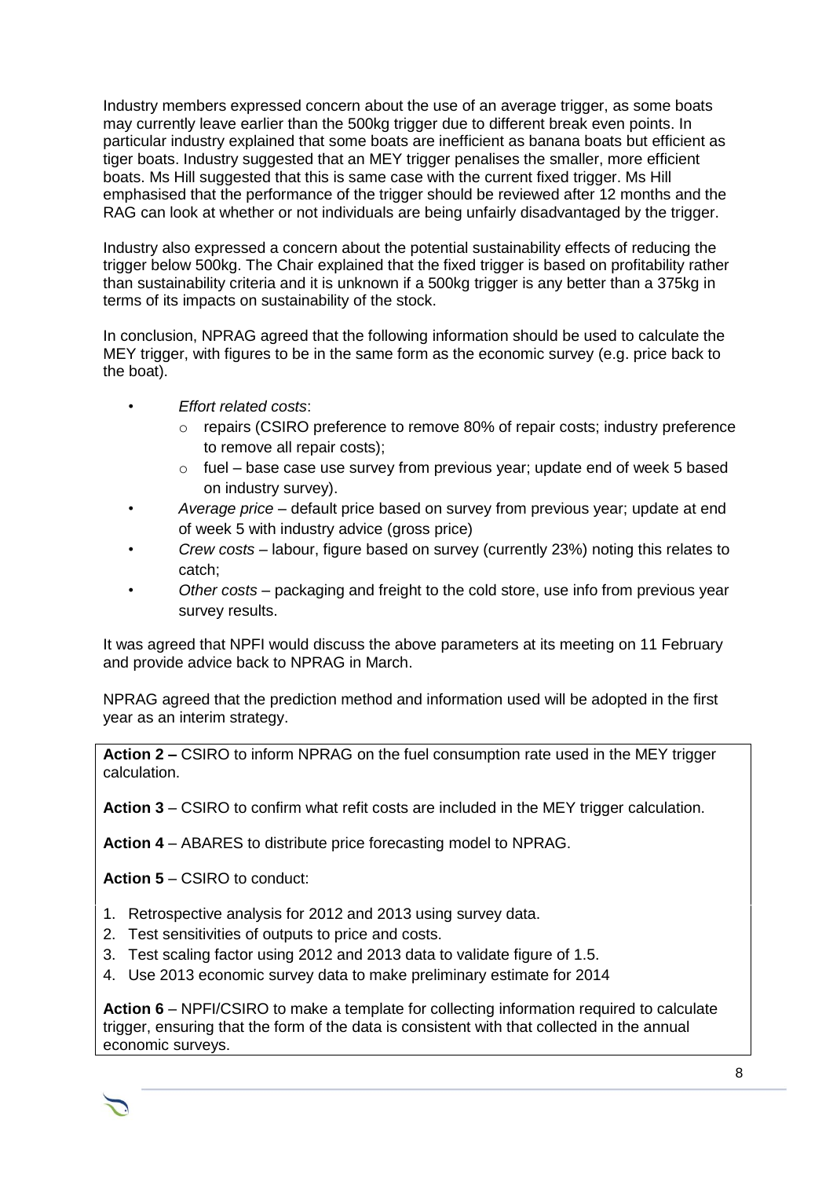Industry members expressed concern about the use of an average trigger, as some boats may currently leave earlier than the 500kg trigger due to different break even points. In particular industry explained that some boats are inefficient as banana boats but efficient as tiger boats. Industry suggested that an MEY trigger penalises the smaller, more efficient boats. Ms Hill suggested that this is same case with the current fixed trigger. Ms Hill emphasised that the performance of the trigger should be reviewed after 12 months and the RAG can look at whether or not individuals are being unfairly disadvantaged by the trigger.

Industry also expressed a concern about the potential sustainability effects of reducing the trigger below 500kg. The Chair explained that the fixed trigger is based on profitability rather than sustainability criteria and it is unknown if a 500kg trigger is any better than a 375kg in terms of its impacts on sustainability of the stock.

In conclusion, NPRAG agreed that the following information should be used to calculate the MEY trigger, with figures to be in the same form as the economic survey (e.g. price back to the boat).

- *Effort related costs*:
  - repairs (CSIRO preference to remove 80% of repair costs; industry preference to remove all repair costs);
  - fuel – base case use survey from previous year; update end of week 5 based on industry survey).
- *Average price* – default price based on survey from previous year; update at end of week 5 with industry advice (gross price)
- *Crew costs* – labour, figure based on survey (currently 23%) noting this relates to catch;
- *Other costs* – packaging and freight to the cold store, use info from previous year survey results.

It was agreed that NPFI would discuss the above parameters at its meeting on 11 February and provide advice back to NPRAG in March.

NPRAG agreed that the prediction method and information used will be adopted in the first year as an interim strategy.

**Action 2 –** CSIRO to inform NPRAG on the fuel consumption rate used in the MEY trigger calculation.

**Action 3** – CSIRO to confirm what refit costs are included in the MEY trigger calculation.

**Action 4** – ABARES to distribute price forecasting model to NPRAG.

**Action 5** – CSIRO to conduct:

1. Retrospective analysis for 2012 and 2013 using survey data.
2. Test sensitivities of outputs to price and costs.
3. Test scaling factor using 2012 and 2013 data to validate figure of 1.5.
4. Use 2013 economic survey data to make preliminary estimate for 2014

**Action 6** – NPFI/CSIRO to make a template for collecting information required to calculate trigger, ensuring that the form of the data is consistent with that collected in the annual economic surveys.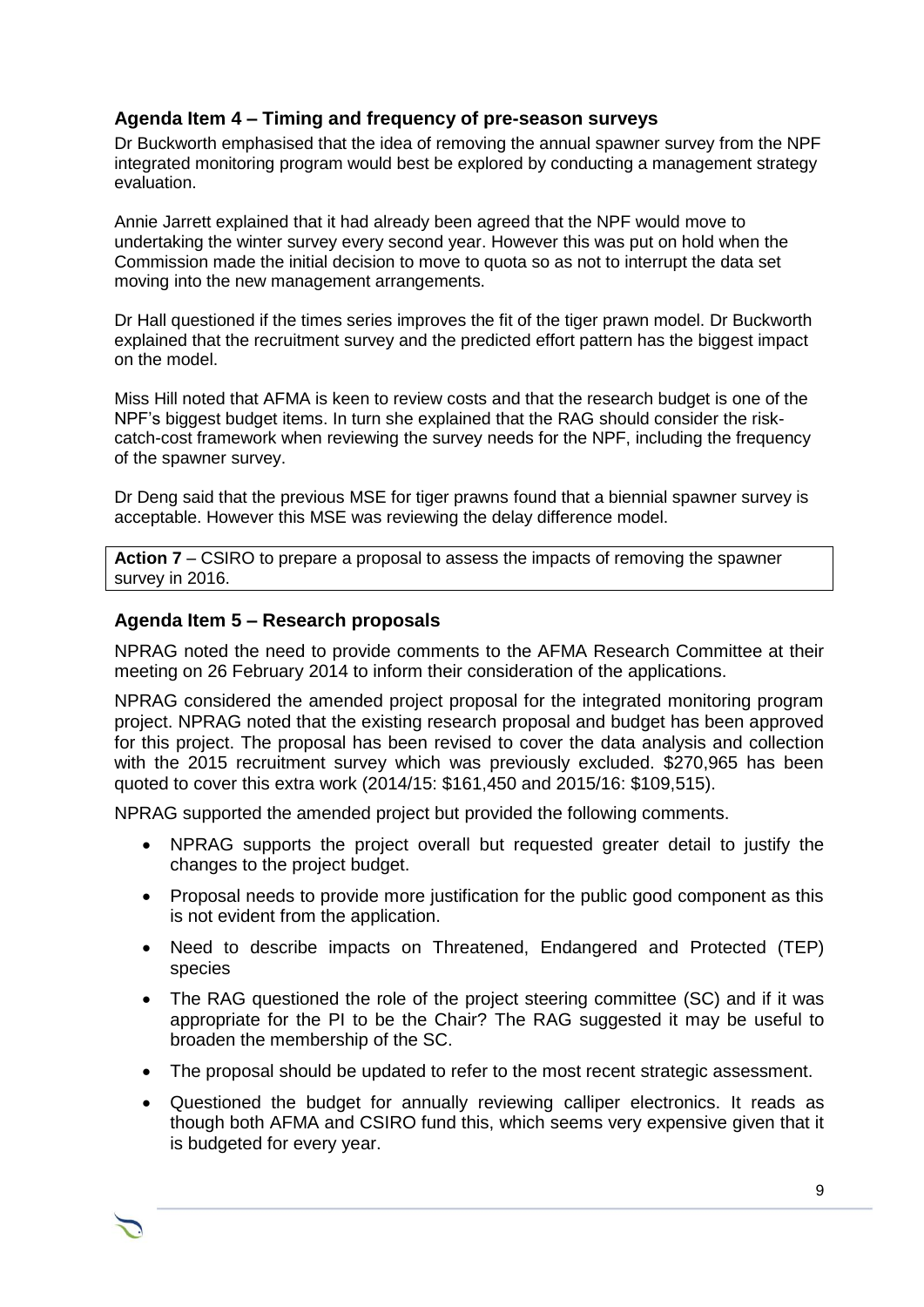### Agenda Item 4 – Timing and frequency of pre-season surveys

Dr Buckworth emphasised that the idea of removing the annual spawner survey from the NPF integrated monitoring program would best be explored by conducting a management strategy evaluation.

Annie Jarrett explained that it had already been agreed that the NPF would move to undertaking the winter survey every second year. However this was put on hold when the Commission made the initial decision to move to quota so as not to interrupt the data set moving into the new management arrangements.

Dr Hall questioned if the times series improves the fit of the tiger prawn model. Dr Buckworth explained that the recruitment survey and the predicted effort pattern has the biggest impact on the model.

Miss Hill noted that AFMA is keen to review costs and that the research budget is one of the NPF's biggest budget items. In turn she explained that the RAG should consider the risk-catch-cost framework when reviewing the survey needs for the NPF, including the frequency of the spawner survey.

Dr Deng said that the previous MSE for tiger prawns found that a biennial spawner survey is acceptable. However this MSE was reviewing the delay difference model.

**Action 7** – CSIRO to prepare a proposal to assess the impacts of removing the spawner survey in 2016.

### Agenda Item 5 – Research proposals

NPRAG noted the need to provide comments to the AFMA Research Committee at their meeting on 26 February 2014 to inform their consideration of the applications.

NPRAG considered the amended project proposal for the integrated monitoring program project. NPRAG noted that the existing research proposal and budget has been approved for this project. The proposal has been revised to cover the data analysis and collection with the 2015 recruitment survey which was previously excluded. $270,965 has been quoted to cover this extra work (2014/15: $161,450 and 2015/16: $109,515).

NPRAG supported the amended project but provided the following comments.

- NPRAG supports the project overall but requested greater detail to justify the changes to the project budget.
- Proposal needs to provide more justification for the public good component as this is not evident from the application.
- Need to describe impacts on Threatened, Endangered and Protected (TEP) species
- The RAG questioned the role of the project steering committee (SC) and if it was appropriate for the PI to be the Chair? The RAG suggested it may be useful to broaden the membership of the SC.
- The proposal should be updated to refer to the most recent strategic assessment.
- Questioned the budget for annually reviewing calliper electronics. It reads as though both AFMA and CSIRO fund this, which seems very expensive given that it is budgeted for every year.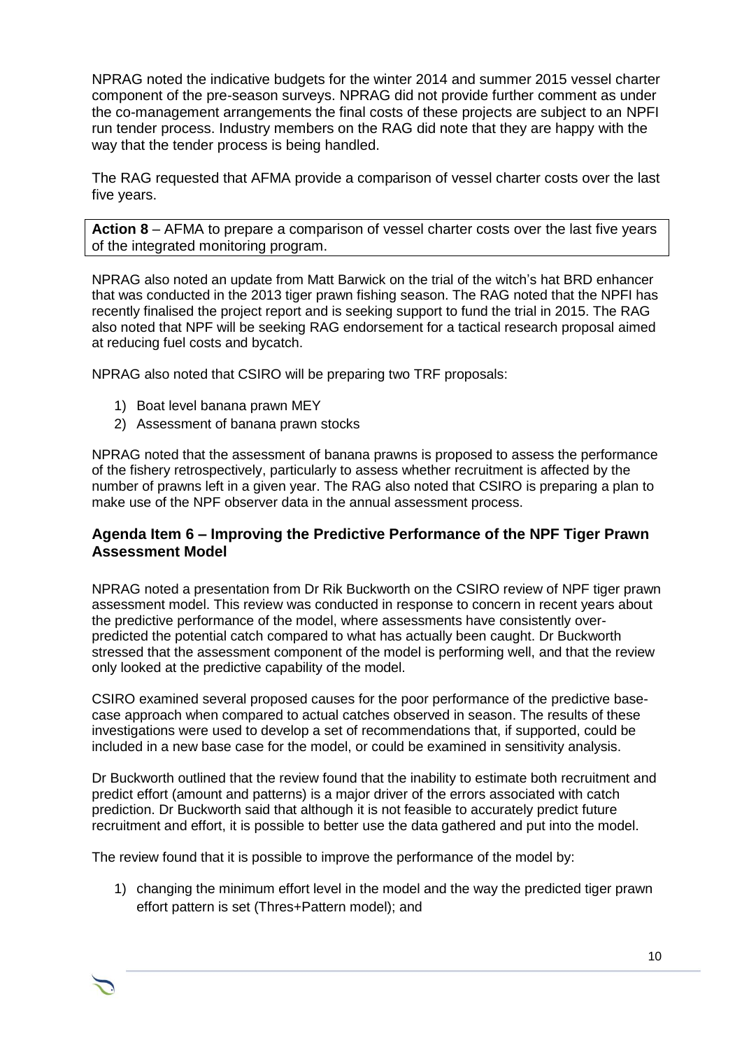NPRAG noted the indicative budgets for the winter 2014 and summer 2015 vessel charter component of the pre-season surveys. NPRAG did not provide further comment as under the co-management arrangements the final costs of these projects are subject to an NPFI run tender process. Industry members on the RAG did note that they are happy with the way that the tender process is being handled.

The RAG requested that AFMA provide a comparison of vessel charter costs over the last five years.

| **Action 8** – AFMA to prepare a comparison of vessel charter costs over the last five years of the integrated monitoring program. |
| --- |

NPRAG also noted an update from Matt Barwick on the trial of the witch's hat BRD enhancer that was conducted in the 2013 tiger prawn fishing season. The RAG noted that the NPFI has recently finalised the project report and is seeking support to fund the trial in 2015. The RAG also noted that NPF will be seeking RAG endorsement for a tactical research proposal aimed at reducing fuel costs and bycatch.

NPRAG also noted that CSIRO will be preparing two TRF proposals:

1) Boat level banana prawn MEY
2) Assessment of banana prawn stocks

NPRAG noted that the assessment of banana prawns is proposed to assess the performance of the fishery retrospectively, particularly to assess whether recruitment is affected by the number of prawns left in a given year. The RAG also noted that CSIRO is preparing a plan to make use of the NPF observer data in the annual assessment process.

### Agenda Item 6 – Improving the Predictive Performance of the NPF Tiger Prawn Assessment Model

NPRAG noted a presentation from Dr Rik Buckworth on the CSIRO review of NPF tiger prawn assessment model. This review was conducted in response to concern in recent years about the predictive performance of the model, where assessments have consistently over-predicted the potential catch compared to what has actually been caught. Dr Buckworth stressed that the assessment component of the model is performing well, and that the review only looked at the predictive capability of the model.

CSIRO examined several proposed causes for the poor performance of the predictive base-case approach when compared to actual catches observed in season. The results of these investigations were used to develop a set of recommendations that, if supported, could be included in a new base case for the model, or could be examined in sensitivity analysis.

Dr Buckworth outlined that the review found that the inability to estimate both recruitment and predict effort (amount and patterns) is a major driver of the errors associated with catch prediction. Dr Buckworth said that although it is not feasible to accurately predict future recruitment and effort, it is possible to better use the data gathered and put into the model.

The review found that it is possible to improve the performance of the model by:

1) changing the minimum effort level in the model and the way the predicted tiger prawn effort pattern is set (Thres+Pattern model); and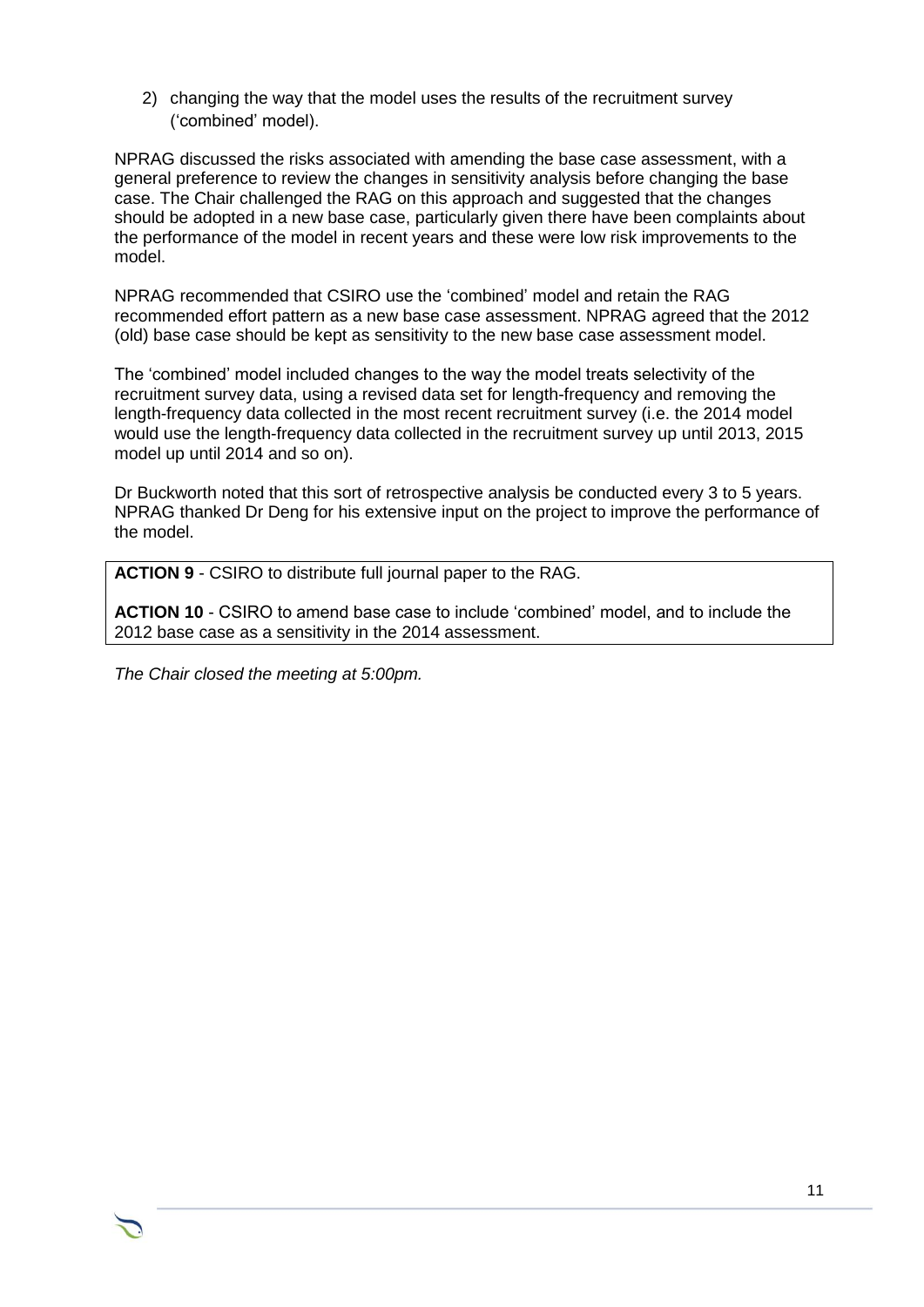2) changing the way that the model uses the results of the recruitment survey ('combined' model).

NPRAG discussed the risks associated with amending the base case assessment, with a general preference to review the changes in sensitivity analysis before changing the base case. The Chair challenged the RAG on this approach and suggested that the changes should be adopted in a new base case, particularly given there have been complaints about the performance of the model in recent years and these were low risk improvements to the model.

NPRAG recommended that CSIRO use the 'combined' model and retain the RAG recommended effort pattern as a new base case assessment. NPRAG agreed that the 2012 (old) base case should be kept as sensitivity to the new base case assessment model.

The 'combined' model included changes to the way the model treats selectivity of the recruitment survey data, using a revised data set for length-frequency and removing the length-frequency data collected in the most recent recruitment survey (i.e. the 2014 model would use the length-frequency data collected in the recruitment survey up until 2013, 2015 model up until 2014 and so on).

Dr Buckworth noted that this sort of retrospective analysis be conducted every 3 to 5 years. NPRAG thanked Dr Deng for his extensive input on the project to improve the performance of the model.

**ACTION 9** - CSIRO to distribute full journal paper to the RAG.

**ACTION 10** - CSIRO to amend base case to include 'combined' model, and to include the 2012 base case as a sensitivity in the 2014 assessment.

*The Chair closed the meeting at 5:00pm.*